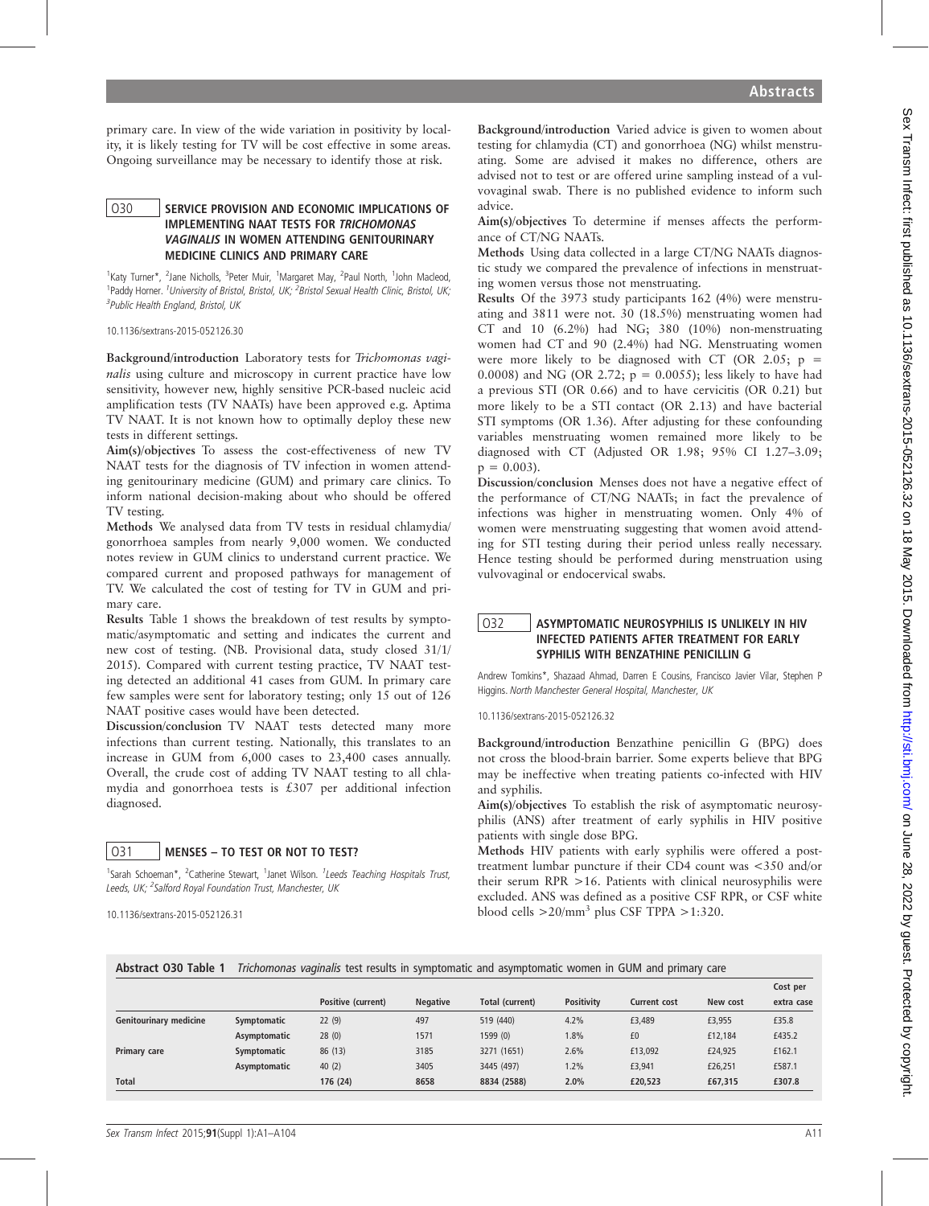primary care. In view of the wide variation in positivity by locality, it is likely testing for TV will be cost effective in some areas. Ongoing surveillance may be necessary to identify those at risk.

## O30 SERVICE PROVISION AND ECONOMIC IMPLICATIONS OF IMPLEMENTING NAAT TESTS FOR *TRICHOMONAS VAGINALIS* IN WOMEN ATTENDING GENITOURINARY MEDICINE CLINICS AND PRIMARY CARE

[1]Katy Turner*, [2]Jane Nicholls, [3]Peter Muir, [1]Margaret May, [2]Paul North, [1]John Macleod, [1]Paddy Horner. [1]University of Bristol, Bristol, UK; [2]Bristol Sexual Health Clinic, Bristol, UK; [3]Public Health England, Bristol, UK

10.1136/sextrans-2015-052126.30

**Background/introduction** Laboratory tests for *Trichomonas vaginalis* using culture and microscopy in current practice have low sensitivity, however new, highly sensitive PCR-based nucleic acid amplification tests (TV NAATs) have been approved e.g. Aptima TV NAAT. It is not known how to optimally deploy these new tests in different settings.

**Aim(s)/objectives** To assess the cost-effectiveness of new TV NAAT tests for the diagnosis of TV infection in women attending genitourinary medicine (GUM) and primary care clinics. To inform national decision-making about who should be offered TV testing.

**Methods** We analysed data from TV tests in residual chlamydia/gonorrhoea samples from nearly 9,000 women. We conducted notes review in GUM clinics to understand current practice. We compared current and proposed pathways for management of TV. We calculated the cost of testing for TV in GUM and primary care.

**Results** Table 1 shows the breakdown of test results by symptomatic/asymptomatic and setting and indicates the current and new cost of testing. (NB. Provisional data, study closed 31/1/2015). Compared with current testing practice, TV NAAT testing detected an additional 41 cases from GUM. In primary care few samples were sent for laboratory testing; only 15 out of 126 NAAT positive cases would have been detected.

**Discussion/conclusion** TV NAAT tests detected many more infections than current testing. Nationally, this translates to an increase in GUM from 6,000 cases to 23,400 cases annually. Overall, the crude cost of adding TV NAAT testing to all chlamydia and gonorrhoea tests is £307 per additional infection diagnosed.

**Abstract O30 Table 1** *Trichomonas vaginalis* test results in symptomatic and asymptomatic women in GUM and primary care

| | | Positive (current) | Negative | Total (current) | Positivity | Current cost | New cost | Cost per extra case |
|---|---|---|---|---|---|---|---|---|
| Genitourinary medicine | Symptomatic | 22 (9) | 497 | 519 (440) | 4.2% | £3,489 | £3,955 | £35.8 |
| | Asymptomatic | 28 (0) | 1571 | 1599 (0) | 1.8% | £0 | £12,184 | £435.2 |
| Primary care | Symptomatic | 86 (13) | 3185 | 3271 (1651) | 2.6% | £13,092 | £24,925 | £162.1 |
| | Asymptomatic | 40 (2) | 3405 | 3445 (497) | 1.2% | £3,941 | £26,251 | £587.1 |
| Total | | 176 (24) | 8658 | 8834 (2588) | 2.0% | £20,523 | £67,315 | £307.8 |

## O31 MENSES – TO TEST OR NOT TO TEST?

[1]Sarah Schoeman*, [2]Catherine Stewart, [1]Janet Wilson. [1]Leeds Teaching Hospitals Trust, Leeds, UK; [2]Salford Royal Foundation Trust, Manchester, UK

10.1136/sextrans-2015-052126.31

**Background/introduction** Varied advice is given to women about testing for chlamydia (CT) and gonorrhoea (NG) whilst menstruating. Some are advised it makes no difference, others are advised not to test or are offered urine sampling instead of a vulvovaginal swab. There is no published evidence to inform such advice.

**Aim(s)/objectives** To determine if menses affects the performance of CT/NG NAATs.

**Methods** Using data collected in a large CT/NG NAATs diagnostic study we compared the prevalence of infections in menstruating women versus those not menstruating.

**Results** Of the 3973 study participants 162 (4%) were menstruating and 3811 were not. 30 (18.5%) menstruating women had CT and 10 (6.2%) had NG; 380 (10%) non-menstruating women had CT and 90 (2.4%) had NG. Menstruating women were more likely to be diagnosed with CT (OR 2.05; $p = 0.0008$) and NG (OR 2.72; $p = 0.0055$); less likely to have had a previous STI (OR 0.66) and to have cervicitis (OR 0.21) but more likely to be a STI contact (OR 2.13) and have bacterial STI symptoms (OR 1.36). After adjusting for these confounding variables menstruating women remained more likely to be diagnosed with CT (Adjusted OR 1.98; 95% CI 1.27–3.09; $p = 0.003$).

**Discussion/conclusion** Menses does not have a negative effect of the performance of CT/NG NAATs; in fact the prevalence of infections was higher in menstruating women. Only 4% of women were menstruating suggesting that women avoid attending for STI testing during their period unless really necessary. Hence testing should be performed during menstruation using vulvovaginal or endocervical swabs.

## O32 ASYMPTOMATIC NEUROSYPHILIS IS UNLIKELY IN HIV INFECTED PATIENTS AFTER TREATMENT FOR EARLY SYPHILIS WITH BENZATHINE PENICILLIN G

Andrew Tomkins*, Shazaad Ahmad, Darren E Cousins, Francisco Javier Vilar, Stephen P Higgins. North Manchester General Hospital, Manchester, UK

10.1136/sextrans-2015-052126.32

**Background/introduction** Benzathine penicillin G (BPG) does not cross the blood-brain barrier. Some experts believe that BPG may be ineffective when treating patients co-infected with HIV and syphilis.

**Aim(s)/objectives** To establish the risk of asymptomatic neurosyphilis (ANS) after treatment of early syphilis in HIV positive patients with single dose BPG.

**Methods** HIV patients with early syphilis were offered a post-treatment lumbar puncture if their CD4 count was <350 and/or their serum RPR >16. Patients with clinical neurosyphilis were excluded. ANS was defined as a positive CSF RPR, or CSF white blood cells $>20/mm^3$ plus CSF TPPA >1:320.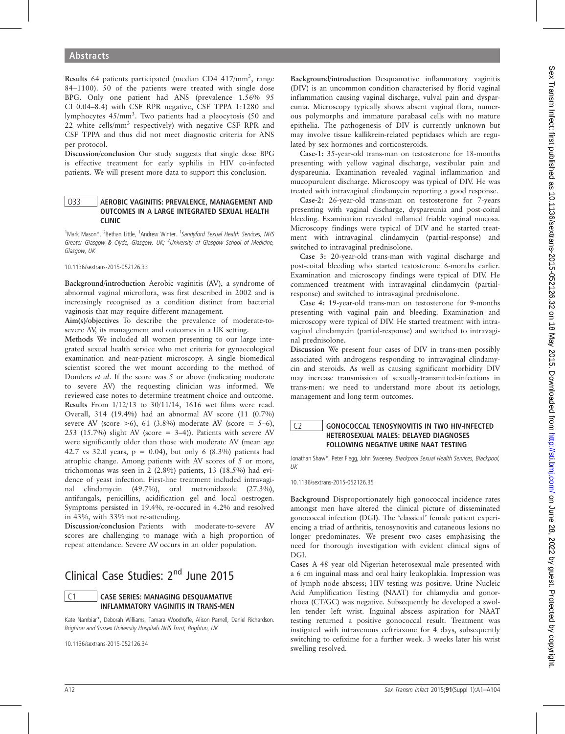**Results** 64 patients participated (median CD4 417/mm$^3$, range 84–1100). 50 of the patients were treated with single dose BPG. Only one patient had ANS (prevalence 1.56% 95 CI 0.04–8.4) with CSF RPR negative, CSF TPPA 1:1280 and lymphocytes 45/mm$^3$. Two patients had a pleocytosis (50 and 22 white cells/mm$^3$ respectively) with negative CSF RPR and CSF TPPA and thus did not meet diagnostic criteria for ANS per protocol.

**Discussion/conclusion** Our study suggests that single dose BPG is effective treatment for early syphilis in HIV co-infected patients. We will present more data to support this conclusion.

### O33 AEROBIC VAGINITIS: PREVALENCE, MANAGEMENT AND OUTCOMES IN A LARGE INTEGRATED SEXUAL HEALTH CLINIC

[1]Mark Mason*, [2]Bethan Little, [1]Andrew Winter. [1]*Sandyford Sexual Health Services, NHS Greater Glasgow & Clyde, Glasgow, UK;* [2]*University of Glasgow School of Medicine, Glasgow, UK*

10.1136/sextrans-2015-052126.33

**Background/introduction** Aerobic vaginitis (AV), a syndrome of abnormal vaginal microflora, was first described in 2002 and is increasingly recognised as a condition distinct from bacterial vaginosis that may require different management.

**Aim(s)/objectives** To describe the prevalence of moderate-to-severe AV, its management and outcomes in a UK setting.

**Methods** We included all women presenting to our large integrated sexual health service who met criteria for gynaecological examination and near-patient microscopy. A single biomedical scientist scored the wet mount according to the method of Donders *et al*. If the score was 5 or above (indicating moderate to severe AV) the requesting clinician was informed. We reviewed case notes to determine treatment choice and outcome.

**Results** From 1/12/13 to 30/11/14, 1616 wet films were read. Overall, 314 (19.4%) had an abnormal AV score (11 (0.7%) severe AV (score >6), 61 (3.8%) moderate AV (score = 5–6), 253 (15.7%) slight AV (score = 3–4)). Patients with severe AV were significantly older than those with moderate AV (mean age 42.7 vs 32.0 years, p = 0.04), but only 6 (8.3%) patients had atrophic change. Among patients with AV scores of 5 or more, trichomonas was seen in 2 (2.8%) patients, 13 (18.5%) had evidence of yeast infection. First-line treatment included intravaginal clindamycin (49.7%), oral metronidazole (27.3%), antifungals, penicillins, acidification gel and local oestrogen. Symptoms persisted in 19.4%, re-occured in 4.2% and resolved in 43%, with 33% not re-attending.

**Discussion/conclusion** Patients with moderate-to-severe AV scores are challenging to manage with a high proportion of repeat attendance. Severe AV occurs in an older population.

## Clinical Case Studies: 2nd June 2015

### C1 CASE SERIES: MANAGING DESQUAMATIVE INFLAMMATORY VAGINITIS IN TRANS-MEN

Kate Nambiar*, Deborah Williams, Tamara Woodroffe, Alison Parnell, Daniel Richardson. *Brighton and Sussex University Hospitals NHS Trust, Brighton, UK*

10.1136/sextrans-2015-052126.34

**Background/introduction** Desquamative inflammatory vaginitis (DIV) is an uncommon condition characterised by florid vaginal inflammation causing vaginal discharge, vulval pain and dyspareunia. Microscopy typically shows absent vaginal flora, numerous polymorphs and immature parabasal cells with no mature epithelia. The pathogenesis of DIV is currently unknown but may involve tissue kallikrein-related peptidases which are regulated by sex hormones and corticosteroids.

**Case-1:** 35-year-old trans-man on testosterone for 18-months presenting with yellow vaginal discharge, vestibular pain and dyspareunia. Examination revealed vaginal inflammation and mucopurulent discharge. Microscopy was typical of DIV. He was treated with intravaginal clindamycin reporting a good response.

**Case-2:** 26-year-old trans-man on testosterone for 7-years presenting with vaginal discharge, dyspareunia and post-coital bleeding. Examination revealed inflamed friable vaginal mucosa. Microscopy findings were typical of DIV and he started treatment with intravaginal clindamycin (partial-response) and switched to intravaginal prednisolone.

**Case 3:** 20-year-old trans-man with vaginal discharge and post-coital bleeding who started testosterone 6-months earlier. Examination and microscopy findings were typical of DIV. He commenced treatment with intravaginal clindamycin (partial-response) and switched to intravaginal prednisolone.

**Case 4:** 19-year-old trans-man on testosterone for 9-months presenting with vaginal pain and bleeding. Examination and microscopy were typical of DIV. He started treatment with intravaginal clindamycin (partial-response) and switched to intravaginal prednisolone.

**Discussion** We present four cases of DIV in trans-men possibly associated with androgens responding to intravaginal clindamycin and steroids. As well as causing significant morbidity DIV may increase transmission of sexually-transmitted-infections in trans-men: we need to understand more about its aetiology, management and long term outcomes.

### C2 GONOCOCCAL TENOSYNOVITIS IN TWO HIV-INFECTED HETEROSEXUAL MALES: DELAYED DIAGNOSES FOLLOWING NEGATIVE URINE NAAT TESTING

Jonathan Shaw*, Peter Flegg, John Sweeney. *Blackpool Sexual Health Services, Blackpool, UK*

10.1136/sextrans-2015-052126.35

**Background** Disproportionately high gonococcal incidence rates amongst men have altered the clinical picture of disseminated gonococcal infection (DGI). The 'classical' female patient experiencing a triad of arthritis, tenosynovitis and cutaneous lesions no longer predominates. We present two cases emphasising the need for thorough investigation with evident clinical signs of DGI.

**Cases** A 48 year old Nigerian heterosexual male presented with a 6 cm inguinal mass and oral hairy leukoplakia. Impression was of lymph node abscess; HIV testing was positive. Urine Nucleic Acid Amplification Testing (NAAT) for chlamydia and gonorrhoea (CT/GC) was negative. Subsequently he developed a swollen tender left wrist. Inguinal abscess aspiration for NAAT testing returned a positive gonococcal result. Treatment was instigated with intravenous ceftriaxone for 4 days, subsequently switching to cefixime for a further week. 3 weeks later his wrist swelling resolved.